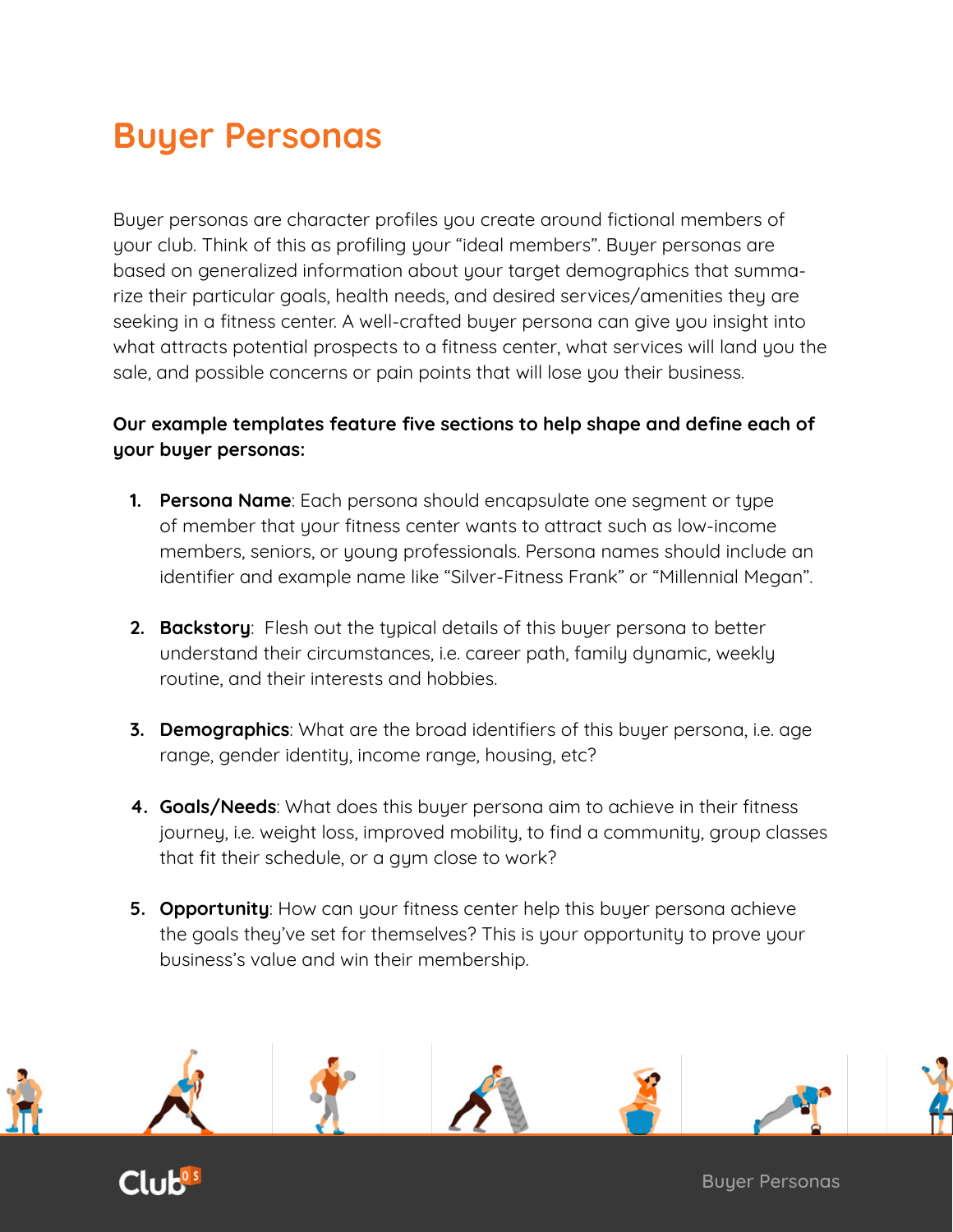# Buyer Personas

Buyer personas are character profiles you create around fictional members of your club. Think of this as profiling your “ideal members”. Buyer personas are based on generalized information about your target demographics that summarize their particular goals, health needs, and desired services/amenities they are seeking in a fitness center. A well-crafted buyer persona can give you insight into what attracts potential prospects to a fitness center, what services will land you the sale, and possible concerns or pain points that will lose you their business.

**Our example templates feature five sections to help shape and define each of your buyer personas:**

1. **Persona Name**: Each persona should encapsulate one segment or type of member that your fitness center wants to attract such as low-income members, seniors, or young professionals. Persona names should include an identifier and example name like “Silver-Fitness Frank” or “Millennial Megan”.

2. **Backstory**: Flesh out the typical details of this buyer persona to better understand their circumstances, i.e. career path, family dynamic, weekly routine, and their interests and hobbies.

3. **Demographics**: What are the broad identifiers of this buyer persona, i.e. age range, gender identity, income range, housing, etc?

4. **Goals/Needs**: What does this buyer persona aim to achieve in their fitness journey, i.e. weight loss, improved mobility, to find a community, group classes that fit their schedule, or a gym close to work?

5. **Opportunity**: How can your fitness center help this buyer persona achieve the goals they've set for themselves? This is your opportunity to prove your business's value and win their membership.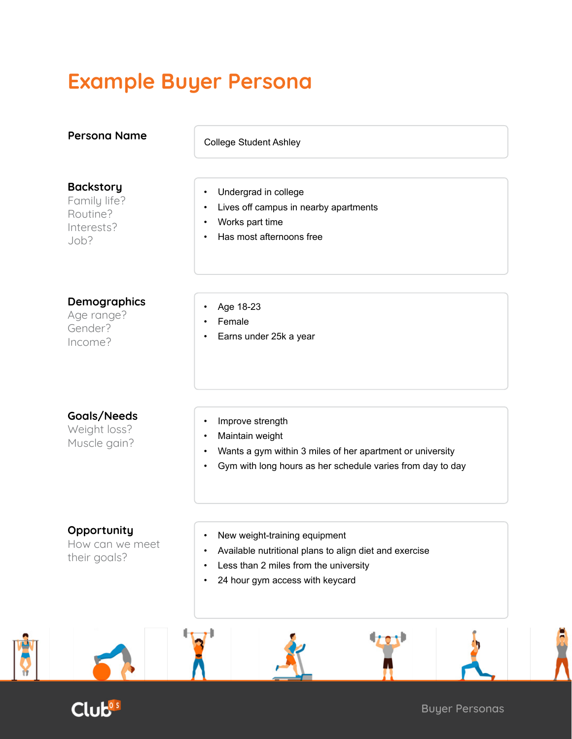# Example Buyer Persona

| | |
|---|---|
| **Persona Name** | College Student Ashley |
| **Backstory**<br>Family life?<br>Routine?<br>Interests?<br>Job? | • Undergrad in college<br>• Lives off campus in nearby apartments<br>• Works part time<br>• Has most afternoons free |
| **Demographics**<br>Age range?<br>Gender?<br>Income? | • Age 18-23<br>• Female<br>• Earns under 25k a year |
| **Goals/Needs**<br>Weight loss?<br>Muscle gain? | • Improve strength<br>• Maintain weight<br>• Wants a gym within 3 miles of her apartment or university<br>• Gym with long hours as her schedule varies from day to day |
| **Opportunity**<br>How can we meet their goals? | • New weight-training equipment<br>• Available nutritional plans to align diet and exercise<br>• Less than 2 miles from the university<br>• 24 hour gym access with keycard |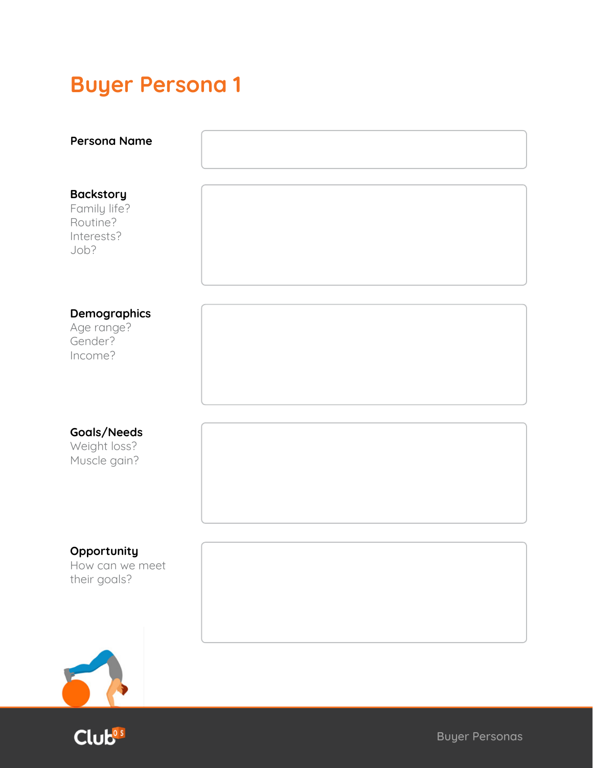# Buyer Persona 1

**Persona Name**

**Backstory**
Family life?
Routine?
Interests?
Job?

**Demographics**
Age range?
Gender?
Income?

**Goals/Needs**
Weight loss?
Muscle gain?

**Opportunity**
How can we meet their goals?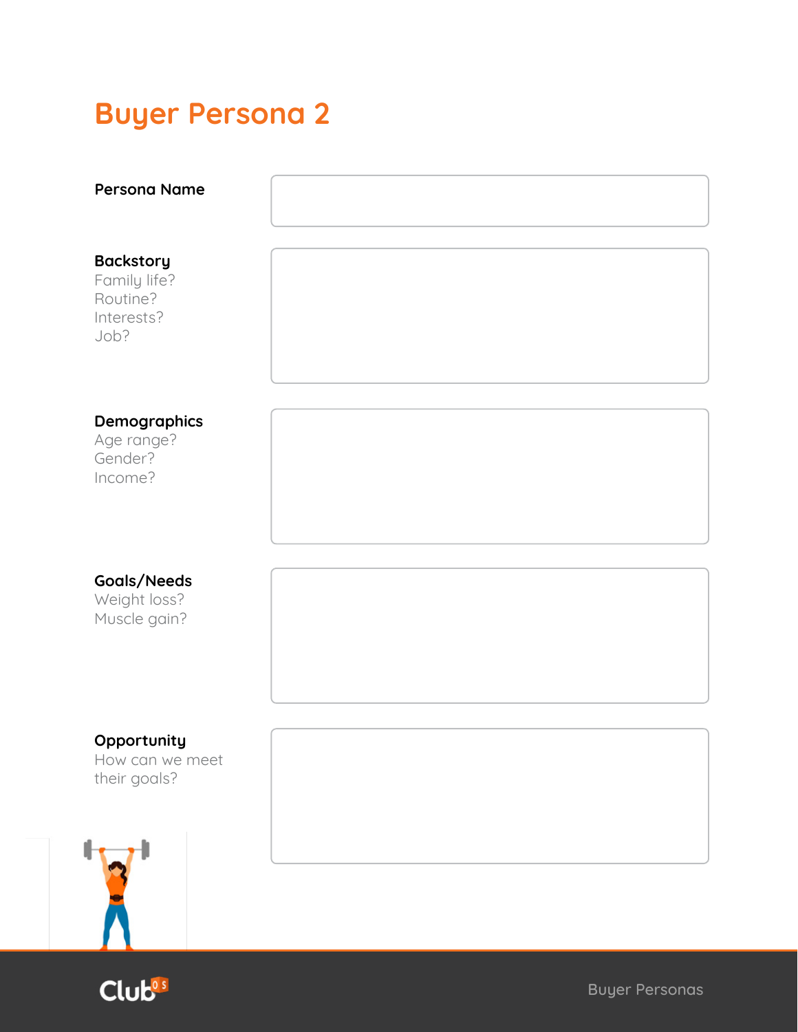# Buyer Persona 2

**Persona Name**

**Backstory**
Family life?
Routine?
Interests?
Job?

**Demographics**
Age range?
Gender?
Income?

**Goals/Needs**
Weight loss?
Muscle gain?

**Opportunity**
How can we meet their goals?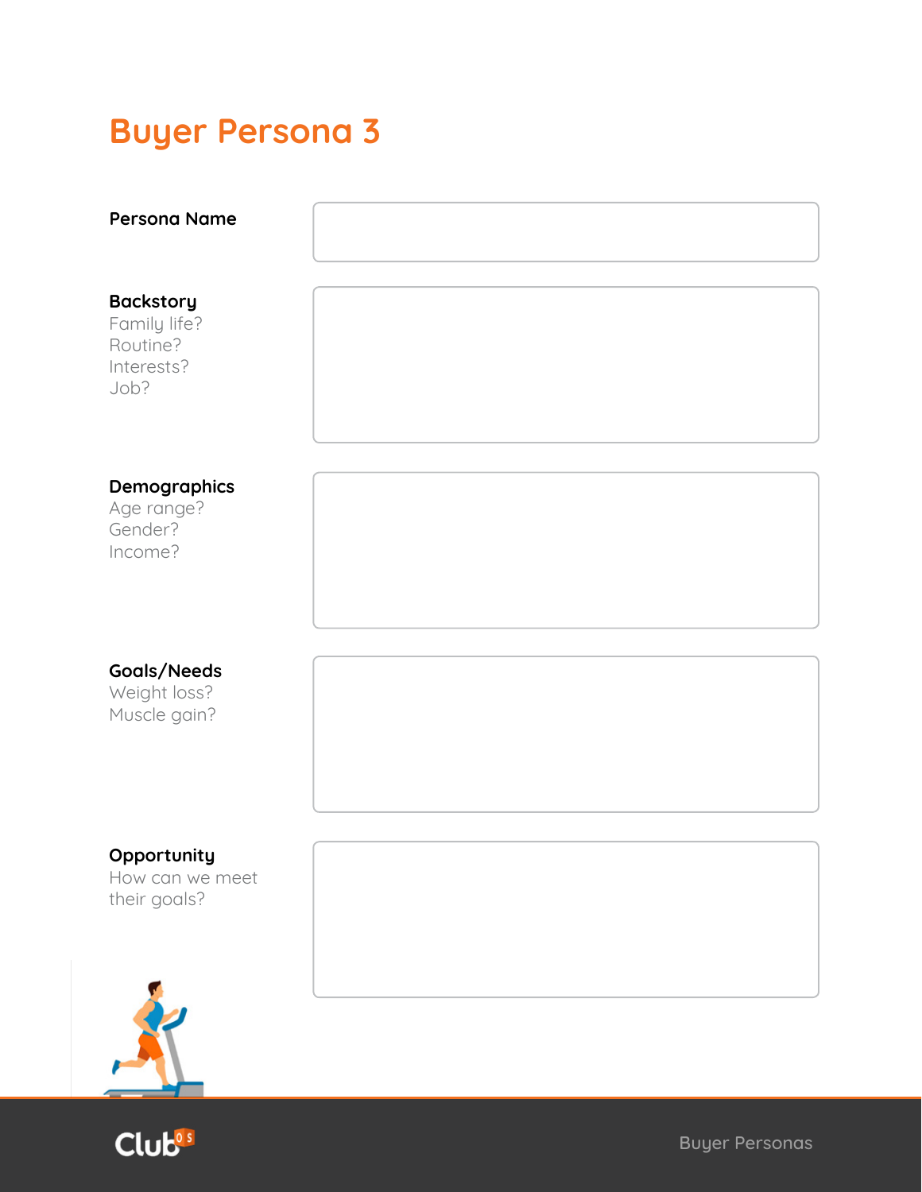# Buyer Persona 3

**Persona Name**

**Backstory**
Family life?
Routine?
Interests?
Job?

**Demographics**
Age range?
Gender?
Income?

**Goals/Needs**
Weight loss?
Muscle gain?

**Opportunity**
How can we meet their goals?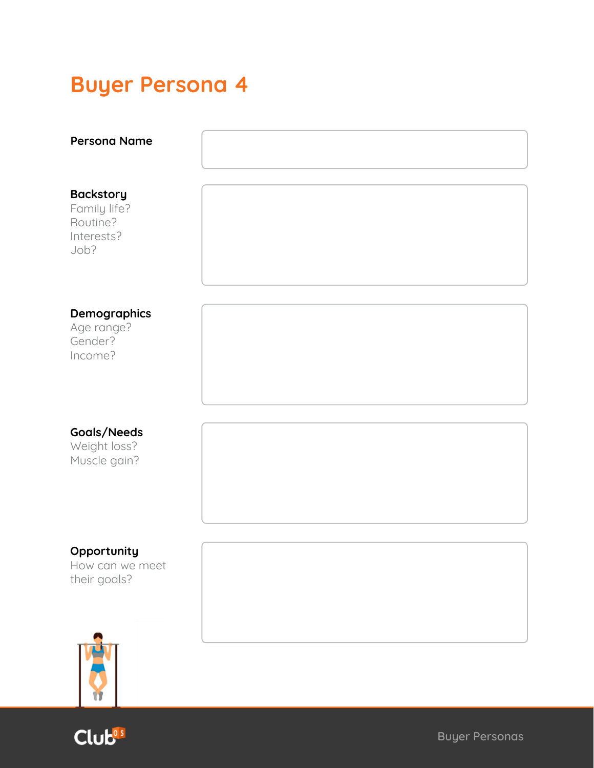# Buyer Persona 4

**Persona Name**

**Backstory**
Family life?
Routine?
Interests?
Job?

**Demographics**
Age range?
Gender?
Income?

**Goals/Needs**
Weight loss?
Muscle gain?

**Opportunity**
How can we meet their goals?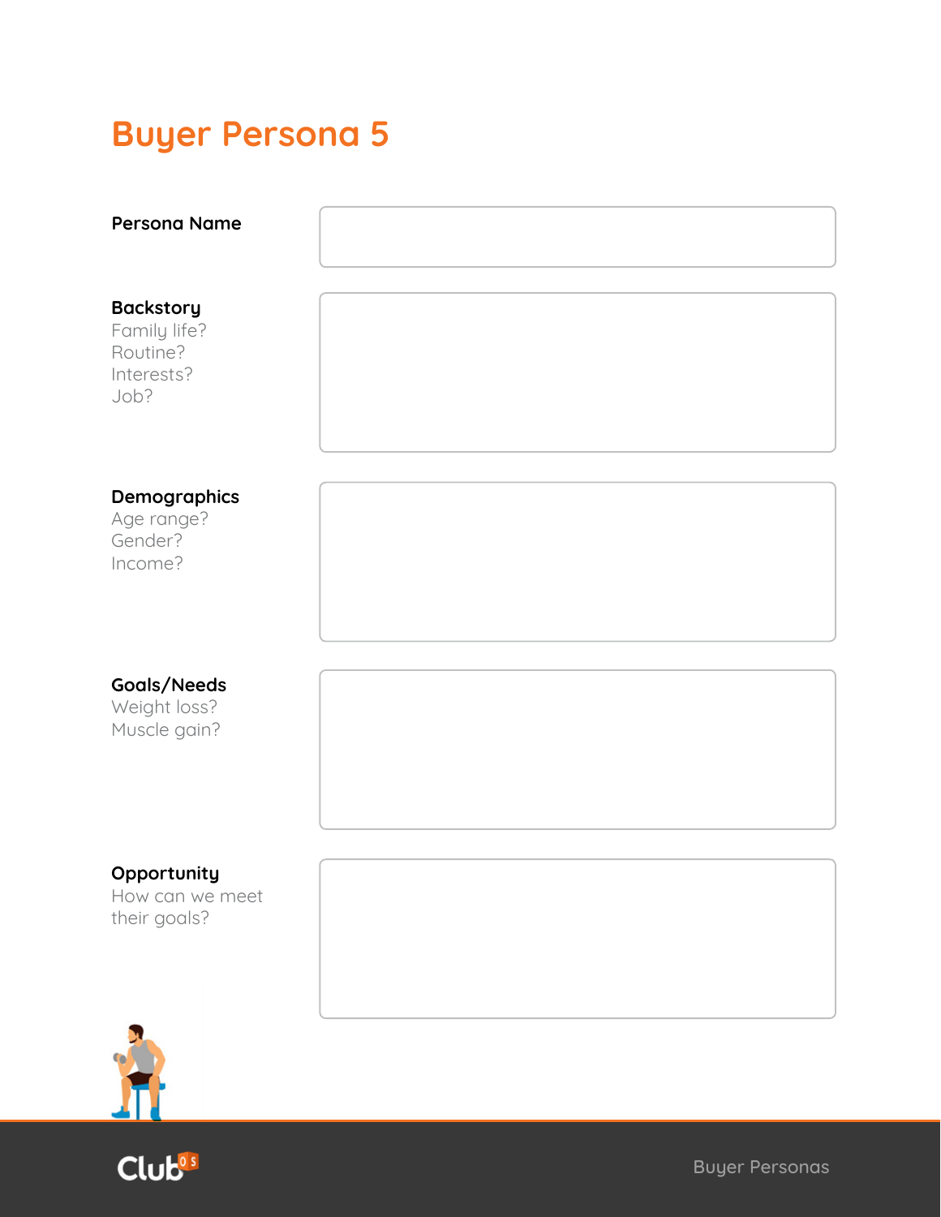# Buyer Persona 5

**Persona Name**

**Backstory**
Family life?
Routine?
Interests?
Job?

**Demographics**
Age range?
Gender?
Income?

**Goals/Needs**
Weight loss?
Muscle gain?

**Opportunity**
How can we meet their goals?